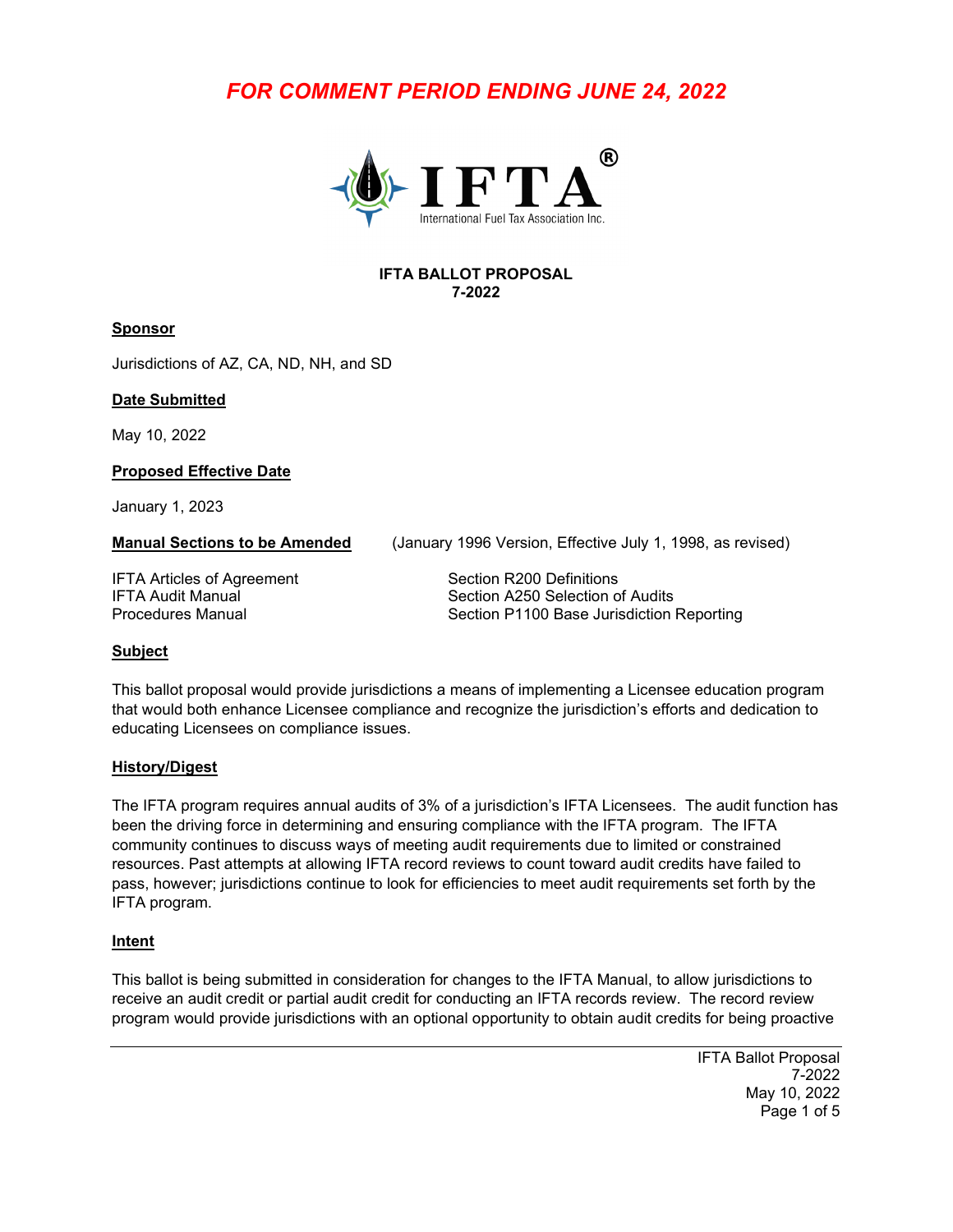***FOR COMMENT PERIOD ENDING JUNE 24, 2022***

IFTA®
International Fuel Tax Association Inc.

**IFTA BALLOT PROPOSAL**
**7-2022**

**Sponsor**

Jurisdictions of AZ, CA, ND, NH, and SD

**Date Submitted**

May 10, 2022

**Proposed Effective Date**

January 1, 2023

**Manual Sections to be Amended** (January 1996 Version, Effective July 1, 1998, as revised)

| | |
|---|---|
| IFTA Articles of Agreement | Section R200 Definitions |
| IFTA Audit Manual | Section A250 Selection of Audits |
| Procedures Manual | Section P1100 Base Jurisdiction Reporting |

**Subject**

This ballot proposal would provide jurisdictions a means of implementing a Licensee education program that would both enhance Licensee compliance and recognize the jurisdiction's efforts and dedication to educating Licensees on compliance issues.

**History/Digest**

The IFTA program requires annual audits of 3% of a jurisdiction's IFTA Licensees. The audit function has been the driving force in determining and ensuring compliance with the IFTA program. The IFTA community continues to discuss ways of meeting audit requirements due to limited or constrained resources. Past attempts at allowing IFTA record reviews to count toward audit credits have failed to pass, however; jurisdictions continue to look for efficiencies to meet audit requirements set forth by the IFTA program.

**Intent**

This ballot is being submitted in consideration for changes to the IFTA Manual, to allow jurisdictions to receive an audit credit or partial audit credit for conducting an IFTA records review. The record review program would provide jurisdictions with an optional opportunity to obtain audit credits for being proactive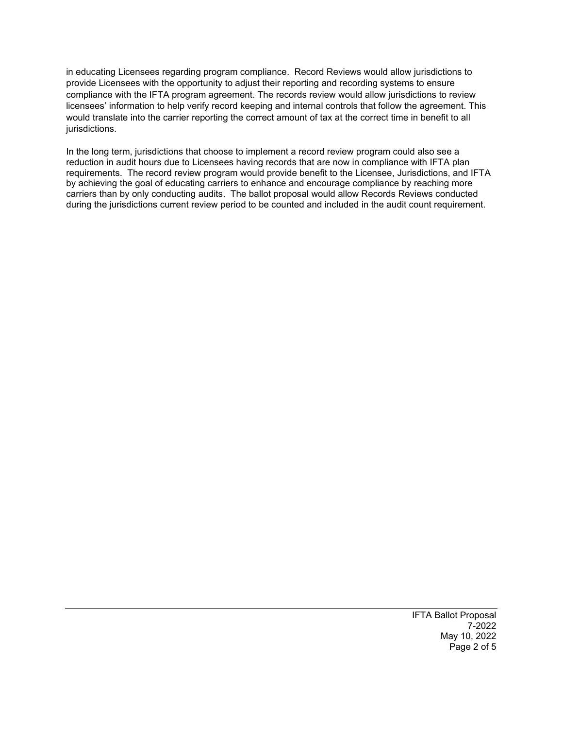in educating Licensees regarding program compliance. Record Reviews would allow jurisdictions to provide Licensees with the opportunity to adjust their reporting and recording systems to ensure compliance with the IFTA program agreement. The records review would allow jurisdictions to review licensees' information to help verify record keeping and internal controls that follow the agreement. This would translate into the carrier reporting the correct amount of tax at the correct time in benefit to all jurisdictions.

In the long term, jurisdictions that choose to implement a record review program could also see a reduction in audit hours due to Licensees having records that are now in compliance with IFTA plan requirements. The record review program would provide benefit to the Licensee, Jurisdictions, and IFTA by achieving the goal of educating carriers to enhance and encourage compliance by reaching more carriers than by only conducting audits. The ballot proposal would allow Records Reviews conducted during the jurisdictions current review period to be counted and included in the audit count requirement.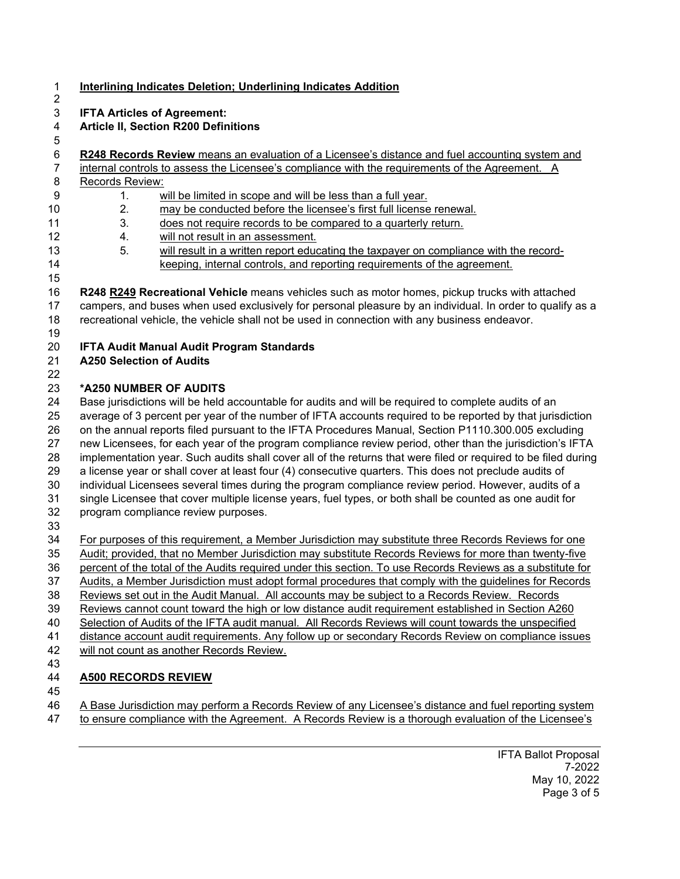**Interlining Indicates Deletion; Underlining Indicates Addition**

**IFTA Articles of Agreement:**
**Article II, Section R200 Definitions**

**R248 Records Review** means an evaluation of a Licensee's distance and fuel accounting system and internal controls to assess the Licensee's compliance with the requirements of the Agreement. A Records Review:

1. will be limited in scope and will be less than a full year.
2. may be conducted before the licensee's first full license renewal.
3. does not require records to be compared to a quarterly return.
4. will not result in an assessment.
5. will result in a written report educating the taxpayer on compliance with the record-keeping, internal controls, and reporting requirements of the agreement.

**R248 R249 Recreational Vehicle** means vehicles such as motor homes, pickup trucks with attached campers, and buses when used exclusively for personal pleasure by an individual. In order to qualify as a recreational vehicle, the vehicle shall not be used in connection with any business endeavor.

**IFTA Audit Manual Audit Program Standards**
**A250 Selection of Audits**

**\*A250 NUMBER OF AUDITS**

Base jurisdictions will be held accountable for audits and will be required to complete audits of an average of 3 percent per year of the number of IFTA accounts required to be reported by that jurisdiction on the annual reports filed pursuant to the IFTA Procedures Manual, Section P1110.300.005 excluding new Licensees, for each year of the program compliance review period, other than the jurisdiction's IFTA implementation year. Such audits shall cover all of the returns that were filed or required to be filed during a license year or shall cover at least four (4) consecutive quarters. This does not preclude audits of individual Licensees several times during the program compliance review period. However, audits of a single Licensee that cover multiple license years, fuel types, or both shall be counted as one audit for program compliance review purposes.

For purposes of this requirement, a Member Jurisdiction may substitute three Records Reviews for one Audit; provided, that no Member Jurisdiction may substitute Records Reviews for more than twenty-five percent of the total of the Audits required under this section. To use Records Reviews as a substitute for Audits, a Member Jurisdiction must adopt formal procedures that comply with the guidelines for Records Reviews set out in the Audit Manual. All accounts may be subject to a Records Review. Records Reviews cannot count toward the high or low distance audit requirement established in Section A260 Selection of Audits of the IFTA audit manual. All Records Reviews will count towards the unspecified distance account audit requirements. Any follow up or secondary Records Review on compliance issues will not count as another Records Review.

**A500 RECORDS REVIEW**

A Base Jurisdiction may perform a Records Review of any Licensee's distance and fuel reporting system to ensure compliance with the Agreement. A Records Review is a thorough evaluation of the Licensee's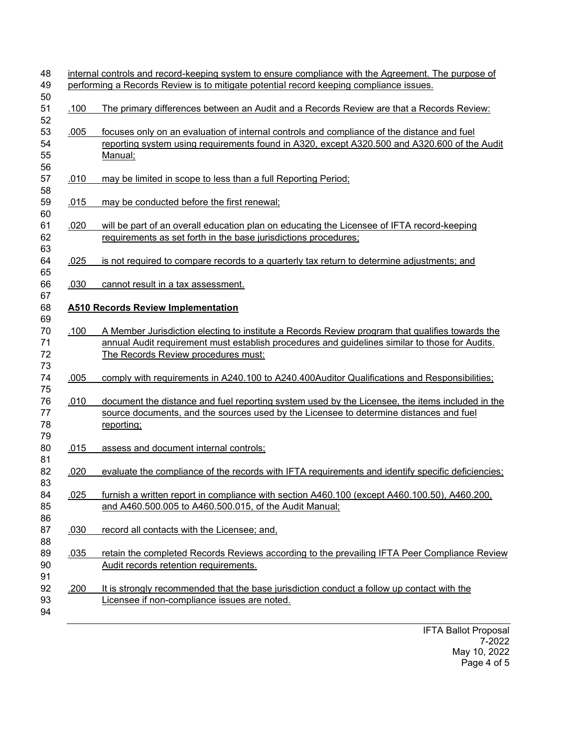internal controls and record-keeping system to ensure compliance with the Agreement. The purpose of performing a Records Review is to mitigate potential record keeping compliance issues.

.100 The primary differences between an Audit and a Records Review are that a Records Review:

.005 focuses only on an evaluation of internal controls and compliance of the distance and fuel reporting system using requirements found in A320, except A320.500 and A320.600 of the Audit Manual;

.010 may be limited in scope to less than a full Reporting Period;

.015 may be conducted before the first renewal;

.020 will be part of an overall education plan on educating the Licensee of IFTA record-keeping requirements as set forth in the base jurisdictions procedures;

.025 is not required to compare records to a quarterly tax return to determine adjustments; and

.030 cannot result in a tax assessment.

**A510 Records Review Implementation**

.100 A Member Jurisdiction electing to institute a Records Review program that qualifies towards the annual Audit requirement must establish procedures and guidelines similar to those for Audits. The Records Review procedures must:

.005 comply with requirements in A240.100 to A240.400Auditor Qualifications and Responsibilities;

.010 document the distance and fuel reporting system used by the Licensee, the items included in the source documents, and the sources used by the Licensee to determine distances and fuel reporting;

.015 assess and document internal controls;

.020 evaluate the compliance of the records with IFTA requirements and identify specific deficiencies;

.025 furnish a written report in compliance with section A460.100 (except A460.100.50), A460.200, and A460.500.005 to A460.500.015, of the Audit Manual;

.030 record all contacts with the Licensee; and,

.035 retain the completed Records Reviews according to the prevailing IFTA Peer Compliance Review Audit records retention requirements.

.200 It is strongly recommended that the base jurisdiction conduct a follow up contact with the Licensee if non-compliance issues are noted.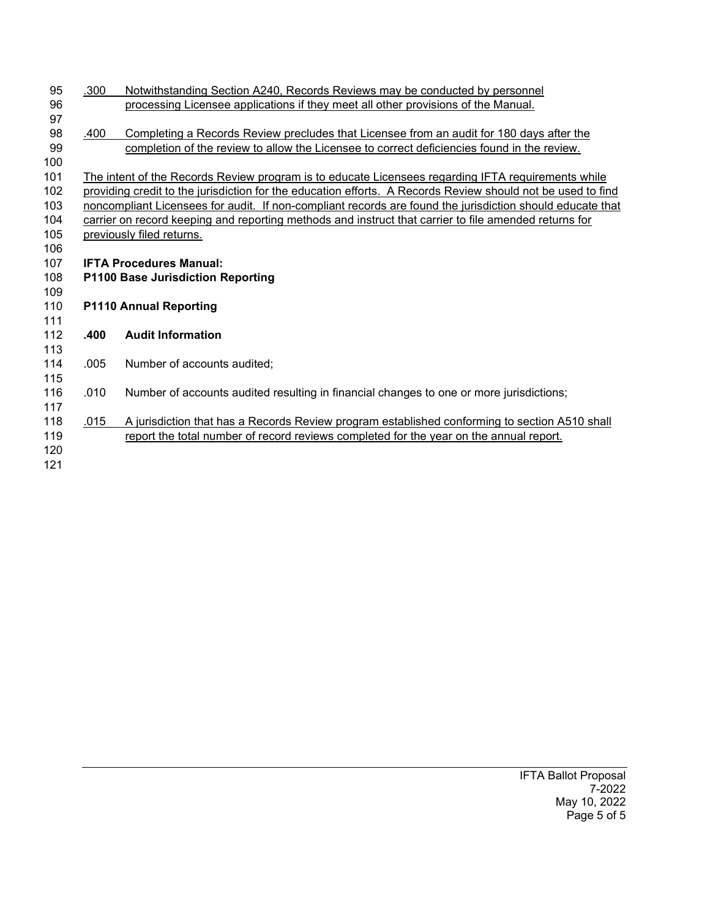.300 Notwithstanding Section A240, Records Reviews may be conducted by personnel processing Licensee applications if they meet all other provisions of the Manual.

.400 Completing a Records Review precludes that Licensee from an audit for 180 days after the completion of the review to allow the Licensee to correct deficiencies found in the review.

The intent of the Records Review program is to educate Licensees regarding IFTA requirements while providing credit to the jurisdiction for the education efforts. A Records Review should not be used to find noncompliant Licensees for audit. If non-compliant records are found the jurisdiction should educate that carrier on record keeping and reporting methods and instruct that carrier to file amended returns for previously filed returns.

**IFTA Procedures Manual:**
**P1100 Base Jurisdiction Reporting**

**P1110 Annual Reporting**

**.400 Audit Information**

.005 Number of accounts audited;

.010 Number of accounts audited resulting in financial changes to one or more jurisdictions;

.015 A jurisdiction that has a Records Review program established conforming to section A510 shall report the total number of record reviews completed for the year on the annual report.